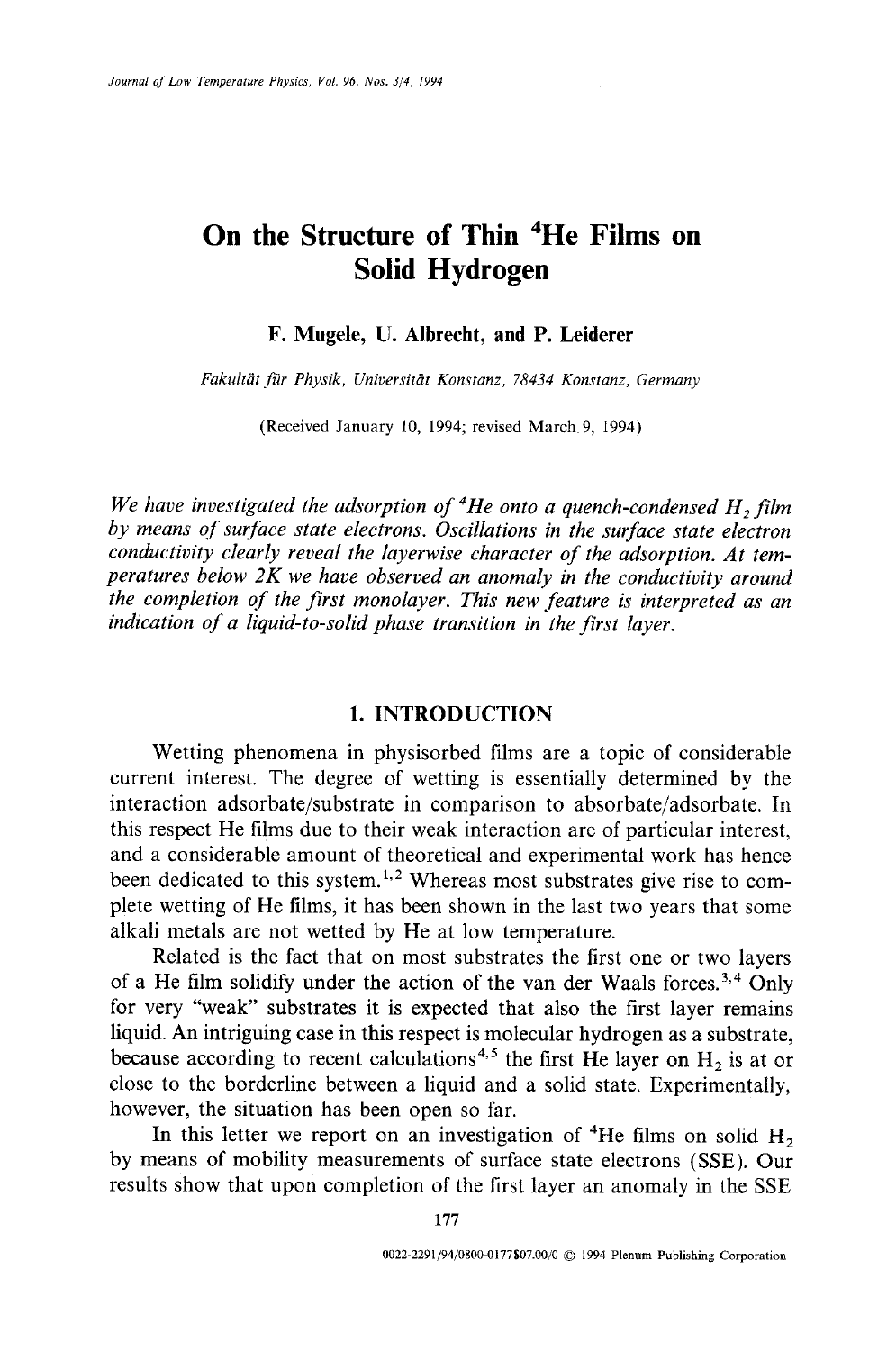# On the Structure of Thin $^4He$ Films on Solid Hydrogen

**F. Mugele, U. Albrecht, and P. Leiderer**

*Fakultät für Physik, Universität Konstanz, 78434 Konstanz, Germany*

(Received January 10, 1994; revised March 9, 1994)

*We have investigated the adsorption of $^4He$ onto a quench-condensed $H_2$ film by means of surface state electrons. Oscillations in the surface state electron conductivity clearly reveal the layerwise character of the adsorption. At temperatures below 2K we have observed an anomaly in the conductivity around the completion of the first monolayer. This new feature is interpreted as an indication of a liquid-to-solid phase transition in the first layer.*

## 1. INTRODUCTION

Wetting phenomena in physisorbed films are a topic of considerable current interest. The degree of wetting is essentially determined by the interaction adsorbate/substrate in comparison to absorbate/adsorbate. In this respect He films due to their weak interaction are of particular interest, and a considerable amount of theoretical and experimental work has hence been dedicated to this system.[1,2] Whereas most substrates give rise to complete wetting of He films, it has been shown in the last two years that some alkali metals are not wetted by He at low temperature.

Related is the fact that on most substrates the first one or two layers of a He film solidify under the action of the van der Waals forces.[3,4] Only for very "weak" substrates it is expected that also the first layer remains liquid. An intriguing case in this respect is molecular hydrogen as a substrate, because according to recent calculations[4,5] the first He layer on $H_2$ is at or close to the borderline between a liquid and a solid state. Experimentally, however, the situation has been open so far.

In this letter we report on an investigation of $^4He$ films on solid $H_2$ by means of mobility measurements of surface state electrons (SSE). Our results show that upon completion of the first layer an anomaly in the SSE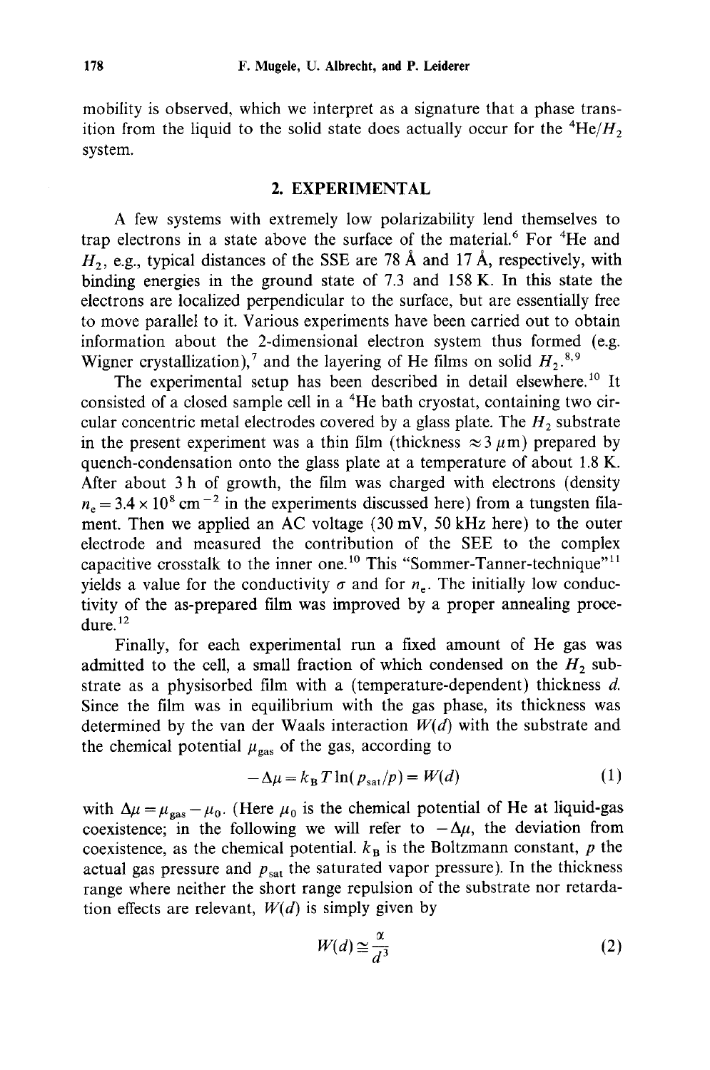mobility is observed, which we interpret as a signature that a phase transition from the liquid to the solid state does actually occur for the $^4He/H_2$ system.

## 2. EXPERIMENTAL

A few systems with extremely low polarizability lend themselves to trap electrons in a state above the surface of the material.[6] For $^4He$ and $H_2$, e.g., typical distances of the SSE are 78 Å and 17 Å, respectively, with binding energies in the ground state of 7.3 and 158 K. In this state the electrons are localized perpendicular to the surface, but are essentially free to move parallel to it. Various experiments have been carried out to obtain information about the 2-dimensional electron system thus formed (e.g. Wigner crystallization),[7] and the layering of He films on solid $H_2$.[8,9]

The experimental setup has been described in detail elsewhere.[10] It consisted of a closed sample cell in a $^4He$ bath cryostat, containing two circular concentric metal electrodes covered by a glass plate. The $H_2$ substrate in the present experiment was a thin film (thickness $\approx 3\ \mu m$) prepared by quench-condensation onto the glass plate at a temperature of about 1.8 K. After about 3 h of growth, the film was charged with electrons (density $n_e = 3.4 \times 10^8\ cm^{-2}$ in the experiments discussed here) from a tungsten filament. Then we applied an AC voltage (30 mV, 50 kHz here) to the outer electrode and measured the contribution of the SEE to the complex capacitive crosstalk to the inner one.[10] This "Sommer-Tanner-technique"[11] yields a value for the conductivity $\sigma$ and for $n_e$. The initially low conductivity of the as-prepared film was improved by a proper annealing procedure.[12]

Finally, for each experimental run a fixed amount of He gas was admitted to the cell, a small fraction of which condensed on the $H_2$ substrate as a physisorbed film with a (temperature-dependent) thickness $d$. Since the film was in equilibrium with the gas phase, its thickness was determined by the van der Waals interaction $W(d)$ with the substrate and the chemical potential $\mu_{gas}$ of the gas, according to

$$-\Delta\mu = k_B T \ln(p_{sat}/p) = W(d) \tag{1}$$

with $\Delta\mu = \mu_{gas} - \mu_0$. (Here $\mu_0$ is the chemical potential of He at liquid-gas coexistence; in the following we will refer to $-\Delta\mu$, the deviation from coexistence, as the chemical potential. $k_B$ is the Boltzmann constant, $p$ the actual gas pressure and $p_{sat}$ the saturated vapor pressure). In the thickness range where neither the short range repulsion of the substrate nor retardation effects are relevant, $W(d)$ is simply given by

$$W(d) \cong \frac{\alpha}{d^3} \tag{2}$$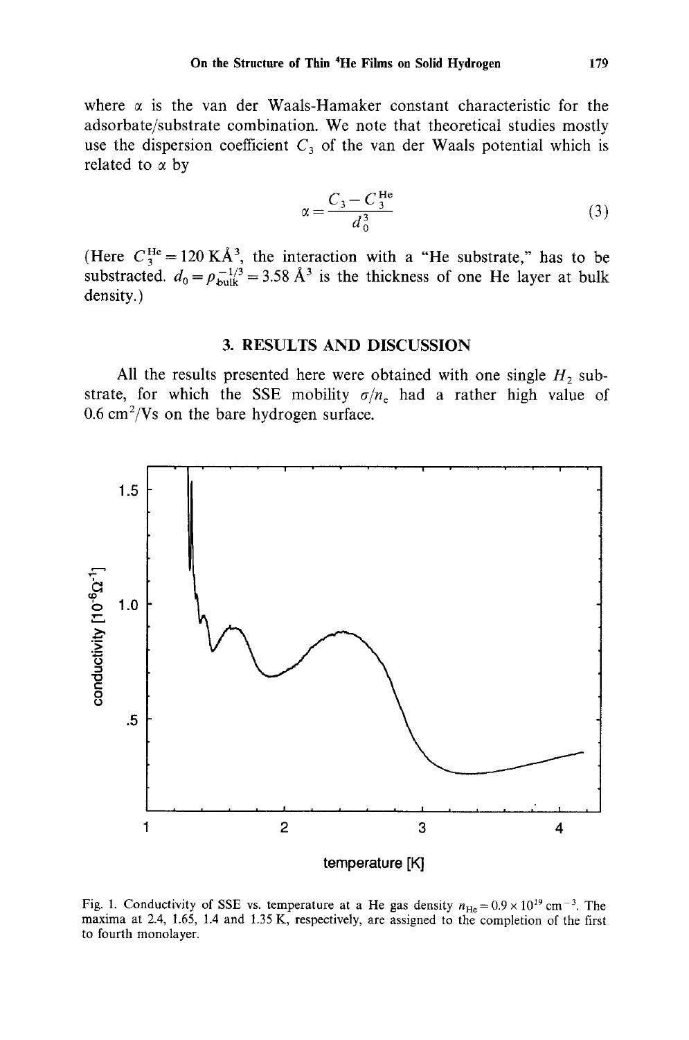where $\alpha$ is the van der Waals-Hamaker constant characteristic for the adsorbate/substrate combination. We note that theoretical studies mostly use the dispersion coefficient $C_3$ of the van der Waals potential which is related to $\alpha$ by

$$\alpha = \frac{C_3 - C_3^{\mathrm{He}}}{d_0^3} \tag{3}$$

(Here $C_3^{\mathrm{He}} = 120\ \mathrm{K\AA^3}$, the interaction with a "He substrate," has to be substracted. $d_0 = \rho_{\mathrm{bulk}}^{-1/3} = 3.58\ \mathrm{\AA^3}$ is the thickness of one He layer at bulk density.)

## 3. RESULTS AND DISCUSSION

All the results presented here were obtained with one single $H_2$ substrate, for which the SSE mobility $\sigma/n_e$ had a rather high value of $0.6\ \mathrm{cm^2/Vs}$ on the bare hydrogen surface.

Fig. 1. Conductivity of SSE vs. temperature at a He gas density $n_{\mathrm{He}} = 0.9 \times 10^{19}\ \mathrm{cm^{-3}}$. The maxima at 2.4, 1.65, 1.4 and 1.35 K, respectively, are assigned to the completion of the first to fourth monolayer.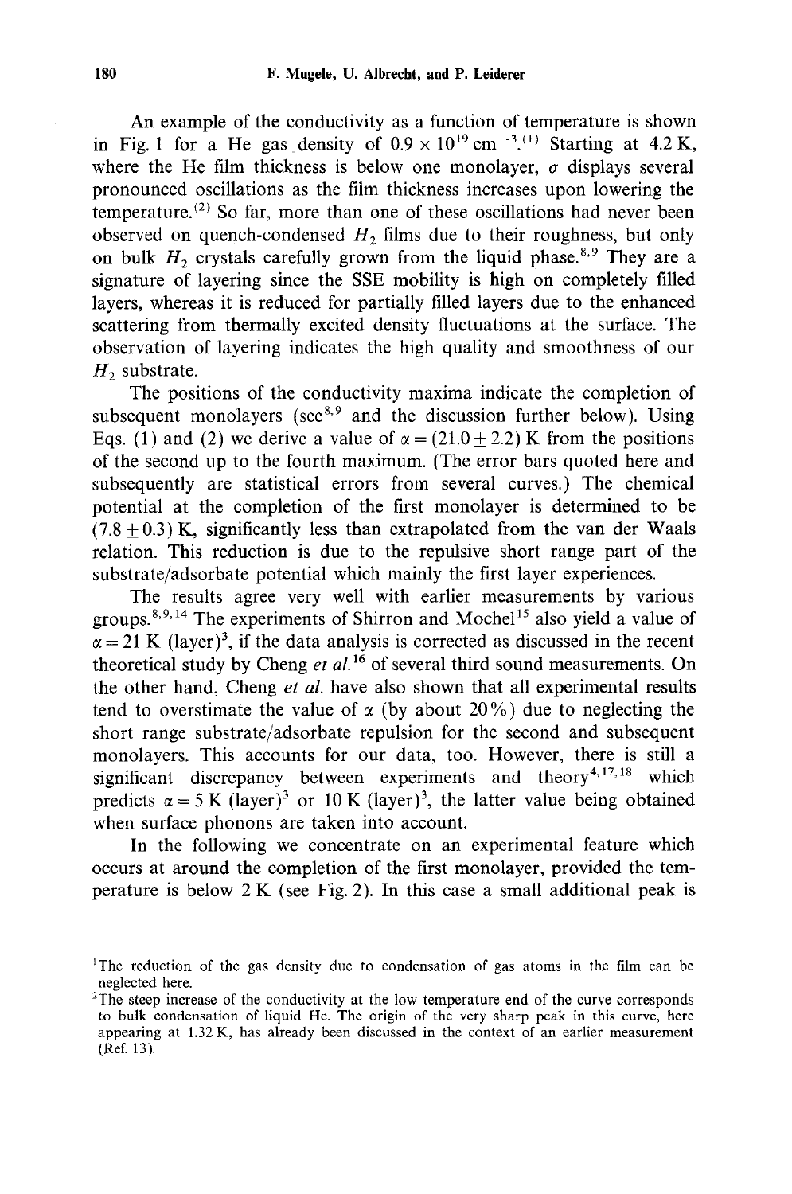An example of the conductivity as a function of temperature is shown in Fig. 1 for a He gas density of $0.9 \times 10^{19}\,\text{cm}^{-3}$.[1] Starting at 4.2 K, where the He film thickness is below one monolayer, $\sigma$ displays several pronounced oscillations as the film thickness increases upon lowering the temperature.[2] So far, more than one of these oscillations had never been observed on quench-condensed $H_2$ films due to their roughness, but only on bulk $H_2$ crystals carefully grown from the liquid phase.[8,9] They are a signature of layering since the SSE mobility is high on completely filled layers, whereas it is reduced for partially filled layers due to the enhanced scattering from thermally excited density fluctuations at the surface. The observation of layering indicates the high quality and smoothness of our $H_2$ substrate.

The positions of the conductivity maxima indicate the completion of subsequent monolayers (see[8,9] and the discussion further below). Using Eqs. (1) and (2) we derive a value of $\alpha = (21.0 \pm 2.2)$ K from the positions of the second up to the fourth maximum. (The error bars quoted here and subsequently are statistical errors from several curves.) The chemical potential at the completion of the first monolayer is determined to be $(7.8 \pm 0.3)$ K, significantly less than extrapolated from the van der Waals relation. This reduction is due to the repulsive short range part of the substrate/adsorbate potential which mainly the first layer experiences.

The results agree very well with earlier measurements by various groups.[8,9,14] The experiments of Shirron and Mochel[15] also yield a value of $\alpha = 21$ K (layer)$^3$, if the data analysis is corrected as discussed in the recent theoretical study by Cheng *et al.*[16] of several third sound measurements. On the other hand, Cheng *et al.* have also shown that all experimental results tend to overestimate the value of $\alpha$ (by about 20%) due to neglecting the short range substrate/adsorbate repulsion for the second and subsequent monolayers. This accounts for our data, too. However, there is still a significant discrepancy between experiments and theory[4,17,18] which predicts $\alpha = 5$ K (layer)$^3$ or 10 K (layer)$^3$, the latter value being obtained when surface phonons are taken into account.

In the following we concentrate on an experimental feature which occurs at around the completion of the first monolayer, provided the temperature is below 2 K (see Fig. 2). In this case a small additional peak is

---

[1] The reduction of the gas density due to condensation of gas atoms in the film can be neglected here.

[2] The steep increase of the conductivity at the low temperature end of the curve corresponds to bulk condensation of liquid He. The origin of the very sharp peak in this curve, here appearing at 1.32 K, has already been discussed in the context of an earlier measurement (Ref. 13).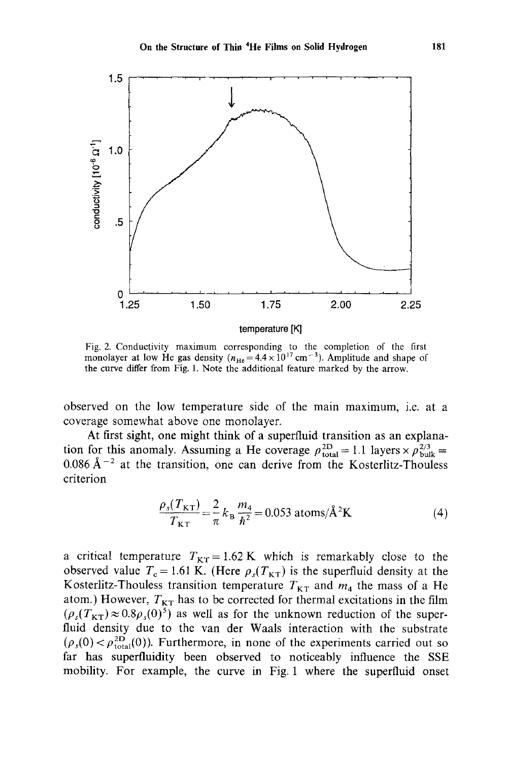Fig. 2. Conductivity maximum corresponding to the completion of the first monolayer at low He gas density ($n_{He} = 4.4 \times 10^{17}\ \mathrm{cm}^{-3}$). Amplitude and shape of the curve differ from Fig. 1. Note the additional feature marked by the arrow.

observed on the low temperature side of the main maximum, i.e. at a coverage somewhat above one monolayer.

At first sight, one might think of a superfluid transition as an explanation for this anomaly. Assuming a He coverage $\rho_{\mathrm{total}}^{2D} = 1.1$ layers $\times \rho_{\mathrm{bulk}}^{2/3} = 0.086\ \text{Å}^{-2}$ at the transition, one can derive from the Kosterlitz-Thouless criterion

$$\frac{\rho_s(T_{\mathrm{KT}})}{T_{\mathrm{KT}}} = \frac{2}{\pi} k_B \frac{m_4}{\hbar^2} = 0.053\ \mathrm{atoms}/\text{Å}^2\mathrm{K} \tag{4}$$

a critical temperature $T_{\mathrm{KT}} = 1.62$ K which is remarkably close to the observed value $T_c = 1.61$ K. (Here $\rho_s(T_{\mathrm{KT}})$ is the superfluid density at the Kosterlitz-Thouless transition temperature $T_{\mathrm{KT}}$ and $m_4$ the mass of a He atom.) However, $T_{\mathrm{KT}}$ has to be corrected for thermal excitations in the film ($\rho_s(T_{\mathrm{KT}}) \approx 0.8\rho_s(0)$[5]) as well as for the unknown reduction of the superfluid density due to the van der Waals interaction with the substrate ($\rho_s(0) < \rho_{\mathrm{total}}^{2D}(0)$). Furthermore, in none of the experiments carried out so far has superfluidity been observed to noticeably influence the SSE mobility. For example, the curve in Fig. 1 where the superfluid onset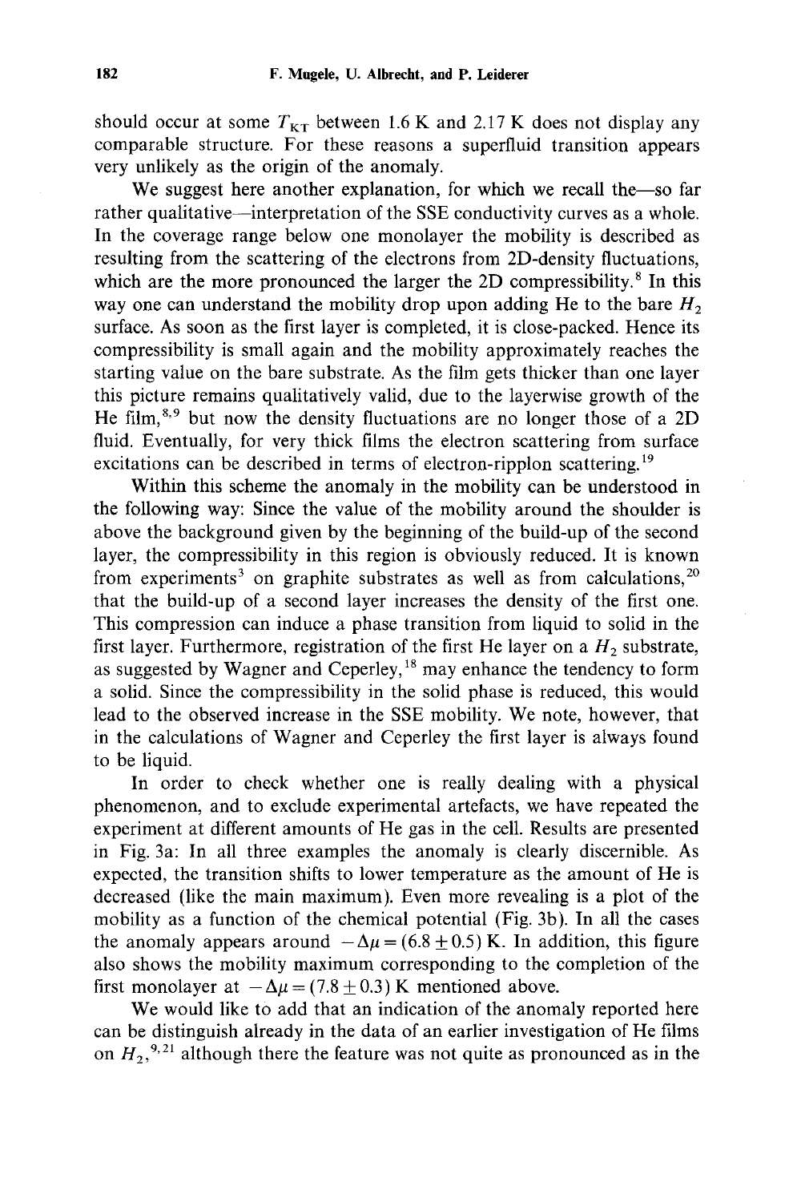should occur at some $T_{KT}$ between 1.6 K and 2.17 K does not display any comparable structure. For these reasons a superfluid transition appears very unlikely as the origin of the anomaly.

We suggest here another explanation, for which we recall the—so far rather qualitative—interpretation of the SSE conductivity curves as a whole. In the coverage range below one monolayer the mobility is described as resulting from the scattering of the electrons from 2D-density fluctuations, which are the more pronounced the larger the 2D compressibility.[8] In this way one can understand the mobility drop upon adding He to the bare $H_2$ surface. As soon as the first layer is completed, it is close-packed. Hence its compressibility is small again and the mobility approximately reaches the starting value on the bare substrate. As the film gets thicker than one layer this picture remains qualitatively valid, due to the layerwise growth of the He film,[8,9] but now the density fluctuations are no longer those of a 2D fluid. Eventually, for very thick films the electron scattering from surface excitations can be described in terms of electron-ripplon scattering.[19]

Within this scheme the anomaly in the mobility can be understood in the following way: Since the value of the mobility around the shoulder is above the background given by the beginning of the build-up of the second layer, the compressibility in this region is obviously reduced. It is known from experiments[3] on graphite substrates as well as from calculations,[20] that the build-up of a second layer increases the density of the first one. This compression can induce a phase transition from liquid to solid in the first layer. Furthermore, registration of the first He layer on a $H_2$ substrate, as suggested by Wagner and Ceperley,[18] may enhance the tendency to form a solid. Since the compressibility in the solid phase is reduced, this would lead to the observed increase in the SSE mobility. We note, however, that in the calculations of Wagner and Ceperley the first layer is always found to be liquid.

In order to check whether one is really dealing with a physical phenomenon, and to exclude experimental artefacts, we have repeated the experiment at different amounts of He gas in the cell. Results are presented in Fig. 3a: In all three examples the anomaly is clearly discernible. As expected, the transition shifts to lower temperature as the amount of He is decreased (like the main maximum). Even more revealing is a plot of the mobility as a function of the chemical potential (Fig. 3b). In all the cases the anomaly appears around $-\Delta\mu = (6.8 \pm 0.5)$ K. In addition, this figure also shows the mobility maximum corresponding to the completion of the first monolayer at $-\Delta\mu = (7.8 \pm 0.3)$ K mentioned above.

We would like to add that an indication of the anomaly reported here can be distinguish already in the data of an earlier investigation of He films on $H_2$,[9,21] although there the feature was not quite as pronounced as in the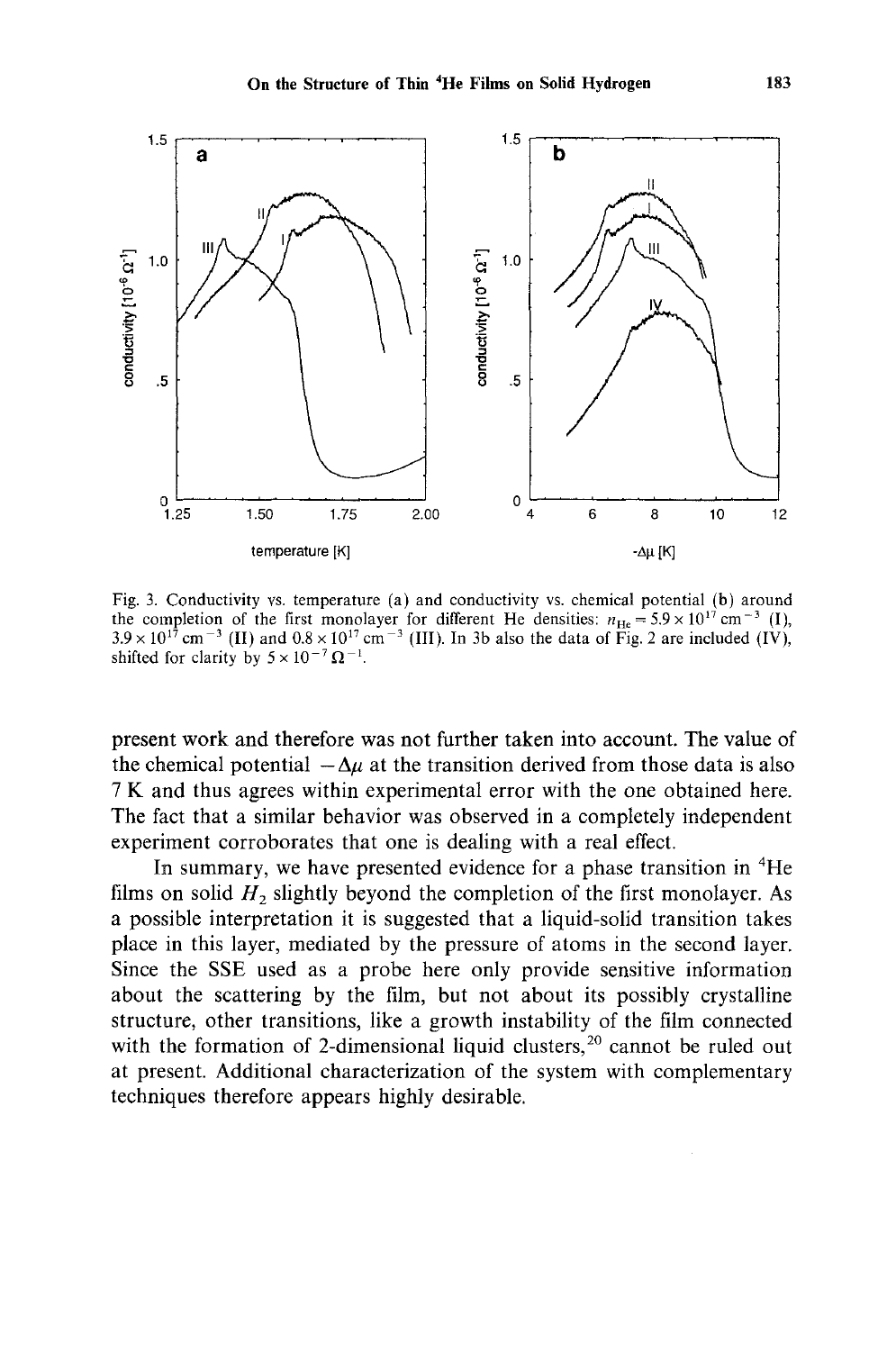Fig. 3. Conductivity vs. temperature (a) and conductivity vs. chemical potential (b) around the completion of the first monolayer for different He densities: $n_{He} = 5.9 \times 10^{17}\ \text{cm}^{-3}$ (I), $3.9 \times 10^{17}\ \text{cm}^{-3}$ (II) and $0.8 \times 10^{17}\ \text{cm}^{-3}$ (III). In 3b also the data of Fig. 2 are included (IV), shifted for clarity by $5 \times 10^{-7}\ \Omega^{-1}$.

present work and therefore was not further taken into account. The value of the chemical potential $-\Delta\mu$ at the transition derived from those data is also 7 K and thus agrees within experimental error with the one obtained here. The fact that a similar behavior was observed in a completely independent experiment corroborates that one is dealing with a real effect.

In summary, we have presented evidence for a phase transition in $^4$He films on solid $H_2$ slightly beyond the completion of the first monolayer. As a possible interpretation it is suggested that a liquid-solid transition takes place in this layer, mediated by the pressure of atoms in the second layer. Since the SSE used as a probe here only provide sensitive information about the scattering by the film, but not about its possibly crystalline structure, other transitions, like a growth instability of the film connected with the formation of 2-dimensional liquid clusters,[20] cannot be ruled out at present. Additional characterization of the system with complementary techniques therefore appears highly desirable.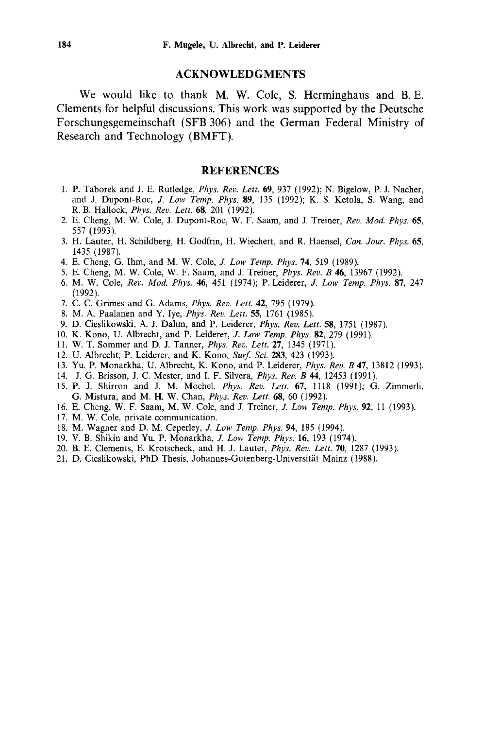## ACKNOWLEDGMENTS

We would like to thank M. W. Cole, S. Herminghaus and B. E. Clements for helpful discussions. This work was supported by the Deutsche Forschungsgemeinschaft (SFB 306) and the German Federal Ministry of Research and Technology (BMFT).

## REFERENCES

1. P. Taborek and J. E. Rutledge, *Phys. Rev. Lett.* **69**, 937 (1992); N. Bigelow, P. J. Nacher, and J. Dupont-Roc, *J. Low Temp. Phys.* **89**, 135 (1992); K. S. Ketola, S. Wang, and R. B. Hallock, *Phys. Rev. Lett.* **68**, 201 (1992).
2. E. Cheng, M. W. Cole, J. Dupont-Roc, W. F. Saam, and J. Treiner, *Rev. Mod. Phys.* **65**, 557 (1993).
3. H. Lauter, H. Schildberg, H. Godfrin, H. Wiechert, and R. Haensel, *Can. Jour. Phys.* **65**, 1435 (1987).
4. E. Cheng, G. Ihm, and M. W. Cole, *J. Low Temp. Phys.* **74**, 519 (1989).
5. E. Cheng, M. W. Cole, W. F. Saam, and J. Treiner, *Phys. Rev. B* **46**, 13967 (1992).
6. M. W. Cole, *Rev. Mod. Phys.* **46**, 451 (1974); P. Leiderer, *J. Low Temp. Phys.* **87**, 247 (1992).
7. C. C. Grimes and G. Adams, *Phys. Rev. Lett.* **42**, 795 (1979).
8. M. A. Paalanen and Y. Iye, *Phys. Rev. Lett.* **55**, 1761 (1985).
9. D. Cieslikowski, A. J. Dahm, and P. Leiderer, *Phys. Rev. Lett.* **58**, 1751 (1987).
10. K. Kono, U. Albrecht, and P. Leiderer, *J. Low Temp. Phys.* **82**, 279 (1991).
11. W. T. Sommer and D. J. Tanner, *Phys. Rev. Lett.* **27**, 1345 (1971).
12. U. Albrecht, P. Leiderer, and K. Kono, *Surf. Sci.* **283**, 423 (1993).
13. Yu. P. Monarkha, U. Albrecht, K. Kono, and P. Leiderer, *Phys. Rev. B* **47**, 13812 (1993).
14. J. G. Brisson, J. C. Mester, and I. F. Silvera, *Phys. Rev. B* **44**, 12453 (1991).
15. P. J. Shirron and J. M. Mochel, *Phys. Rev. Lett.* **67**, 1118 (1991); G. Zimmerli, G. Mistura, and M. H. W. Chan, *Phys. Rev. Lett.* **68**, 60 (1992).
16. E. Cheng, W. F. Saam, M. W. Cole, and J. Treiner, *J. Low Temp. Phys.* **92**, 11 (1993).
17. M. W. Cole, private communication.
18. M. Wagner and D. M. Ceperley, *J. Low Temp. Phys.* **94**, 185 (1994).
19. V. B. Shikin and Yu. P. Monarkha, *J. Low Temp. Phys.* **16**, 193 (1974).
20. B. E. Clements, E. Krotscheck, and H. J. Lauter, *Phys. Rev. Lett.* **70**, 1287 (1993).
21. D. Cieslikowski, PhD Thesis, Johannes-Gutenberg-Universität Mainz (1988).